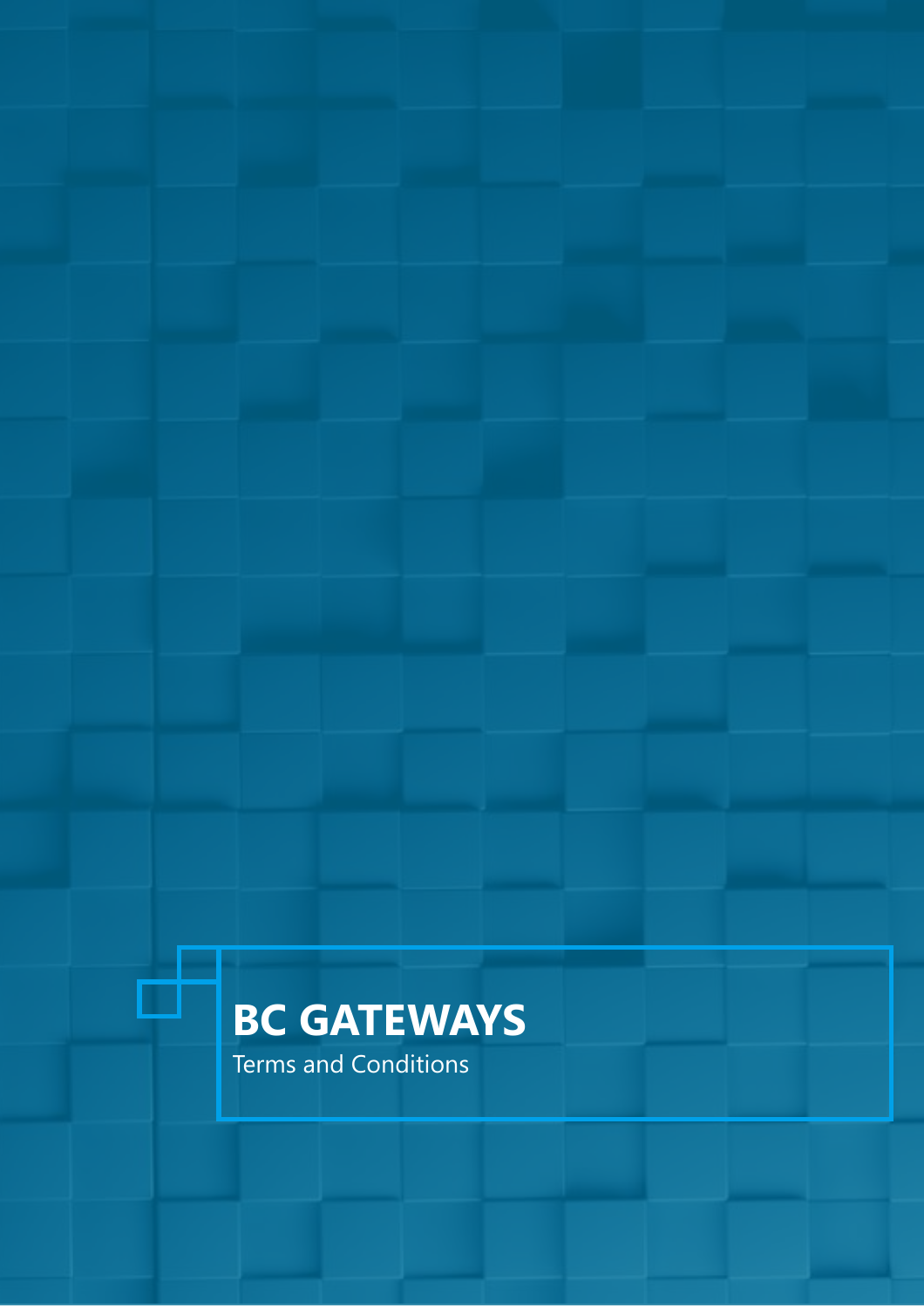# BC GATEWAYS

Terms and Conditions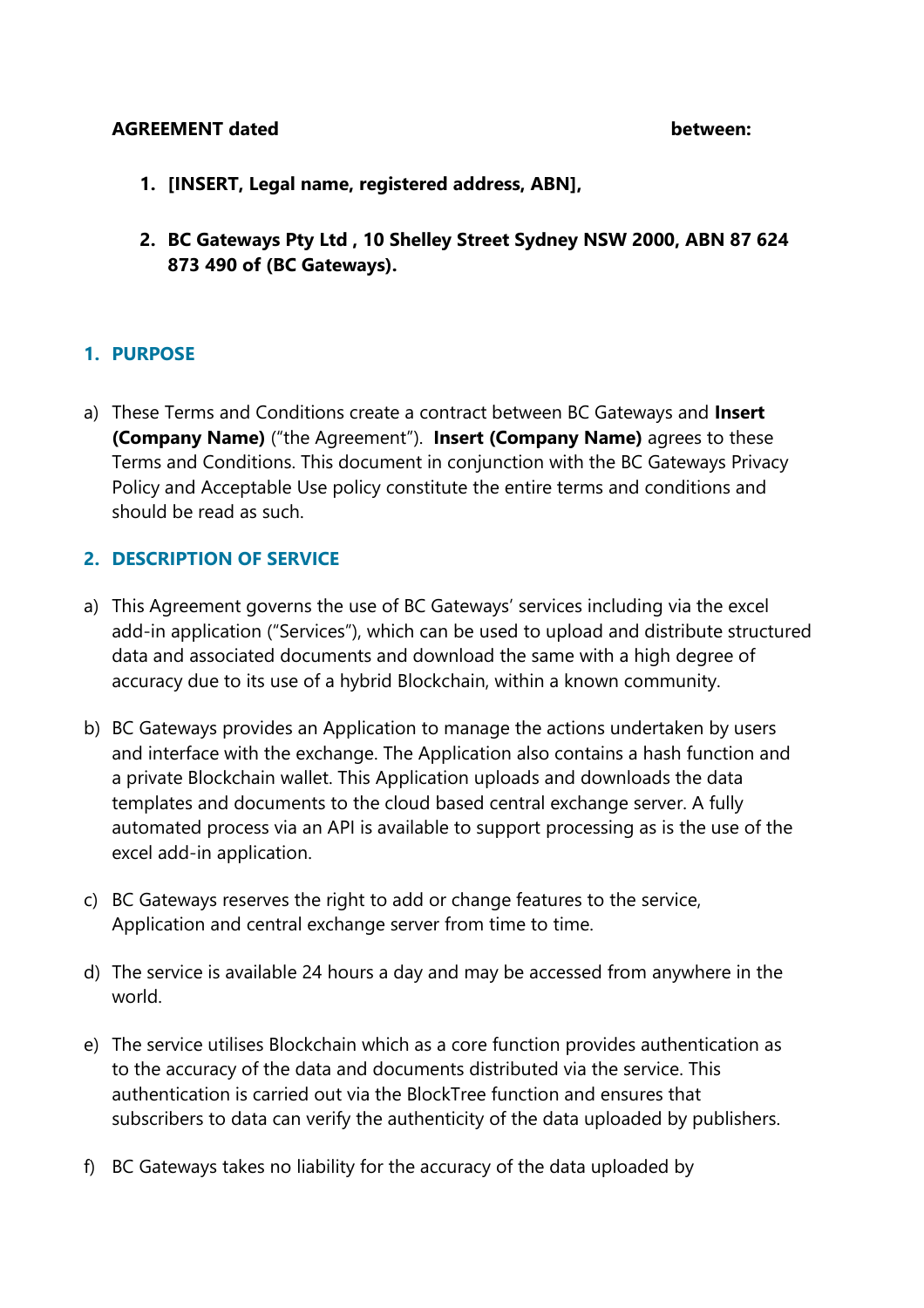**AGREEMENT dated between:**

1. **[INSERT, Legal name, registered address, ABN],**

2. **BC Gateways Pty Ltd , 10 Shelley Street Sydney NSW 2000, ABN 87 624 873 490 of (BC Gateways).**

## 1. PURPOSE

a) These Terms and Conditions create a contract between BC Gateways and **Insert (Company Name)** ("the Agreement"). **Insert (Company Name)** agrees to these Terms and Conditions. This document in conjunction with the BC Gateways Privacy Policy and Acceptable Use policy constitute the entire terms and conditions and should be read as such.

## 2. DESCRIPTION OF SERVICE

a) This Agreement governs the use of BC Gateways' services including via the excel add-in application ("Services"), which can be used to upload and distribute structured data and associated documents and download the same with a high degree of accuracy due to its use of a hybrid Blockchain, within a known community.

b) BC Gateways provides an Application to manage the actions undertaken by users and interface with the exchange. The Application also contains a hash function and a private Blockchain wallet. This Application uploads and downloads the data templates and documents to the cloud based central exchange server. A fully automated process via an API is available to support processing as is the use of the excel add-in application.

c) BC Gateways reserves the right to add or change features to the service, Application and central exchange server from time to time.

d) The service is available 24 hours a day and may be accessed from anywhere in the world.

e) The service utilises Blockchain which as a core function provides authentication as to the accuracy of the data and documents distributed via the service. This authentication is carried out via the BlockTree function and ensures that subscribers to data can verify the authenticity of the data uploaded by publishers.

f) BC Gateways takes no liability for the accuracy of the data uploaded by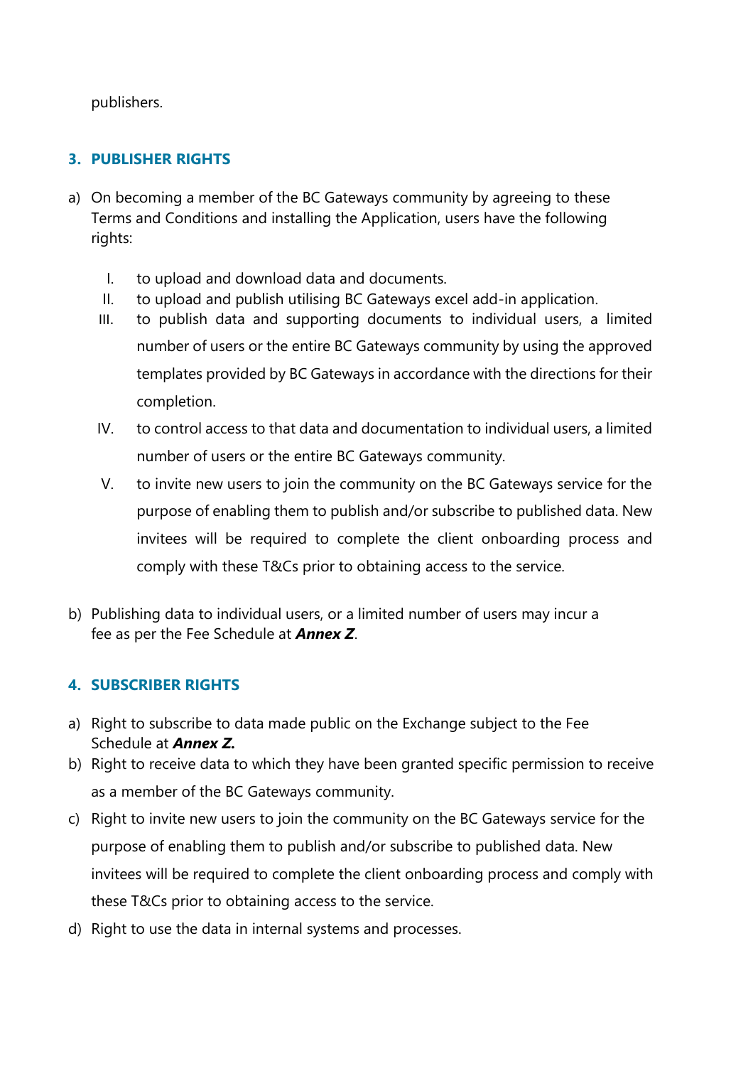publishers.

## 3. PUBLISHER RIGHTS

a) On becoming a member of the BC Gateways community by agreeing to these Terms and Conditions and installing the Application, users have the following rights:

   I. to upload and download data and documents.
   II. to upload and publish utilising BC Gateways excel add-in application.
   III. to publish data and supporting documents to individual users, a limited number of users or the entire BC Gateways community by using the approved templates provided by BC Gateways in accordance with the directions for their completion.
   IV. to control access to that data and documentation to individual users, a limited number of users or the entire BC Gateways community.
   V. to invite new users to join the community on the BC Gateways service for the purpose of enabling them to publish and/or subscribe to published data. New invitees will be required to complete the client onboarding process and comply with these T&Cs prior to obtaining access to the service.

b) Publishing data to individual users, or a limited number of users may incur a fee as per the Fee Schedule at ***Annex Z***.

## 4. SUBSCRIBER RIGHTS

a) Right to subscribe to data made public on the Exchange subject to the Fee Schedule at ***Annex Z.***
b) Right to receive data to which they have been granted specific permission to receive as a member of the BC Gateways community.
c) Right to invite new users to join the community on the BC Gateways service for the purpose of enabling them to publish and/or subscribe to published data. New invitees will be required to complete the client onboarding process and comply with these T&Cs prior to obtaining access to the service.
d) Right to use the data in internal systems and processes.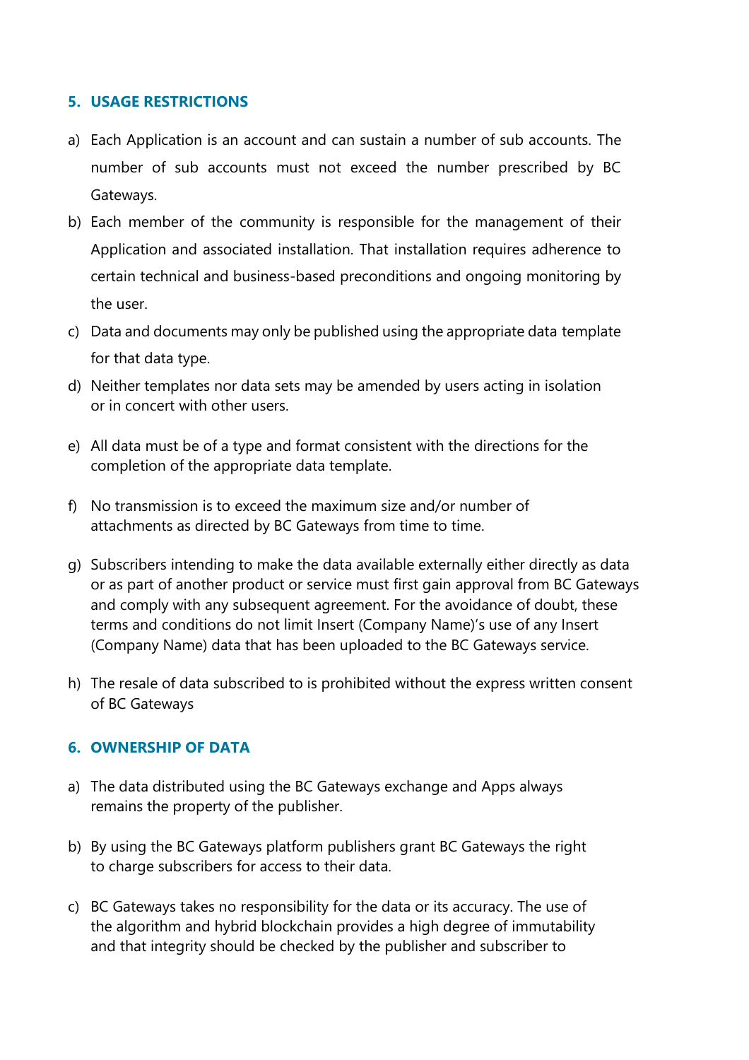## 5. USAGE RESTRICTIONS

a) Each Application is an account and can sustain a number of sub accounts. The number of sub accounts must not exceed the number prescribed by BC Gateways.

b) Each member of the community is responsible for the management of their Application and associated installation. That installation requires adherence to certain technical and business-based preconditions and ongoing monitoring by the user.

c) Data and documents may only be published using the appropriate data template for that data type.

d) Neither templates nor data sets may be amended by users acting in isolation or in concert with other users.

e) All data must be of a type and format consistent with the directions for the completion of the appropriate data template.

f) No transmission is to exceed the maximum size and/or number of attachments as directed by BC Gateways from time to time.

g) Subscribers intending to make the data available externally either directly as data or as part of another product or service must first gain approval from BC Gateways and comply with any subsequent agreement. For the avoidance of doubt, these terms and conditions do not limit Insert (Company Name)'s use of any Insert (Company Name) data that has been uploaded to the BC Gateways service.

h) The resale of data subscribed to is prohibited without the express written consent of BC Gateways

## 6. OWNERSHIP OF DATA

a) The data distributed using the BC Gateways exchange and Apps always remains the property of the publisher.

b) By using the BC Gateways platform publishers grant BC Gateways the right to charge subscribers for access to their data.

c) BC Gateways takes no responsibility for the data or its accuracy. The use of the algorithm and hybrid blockchain provides a high degree of immutability and that integrity should be checked by the publisher and subscriber to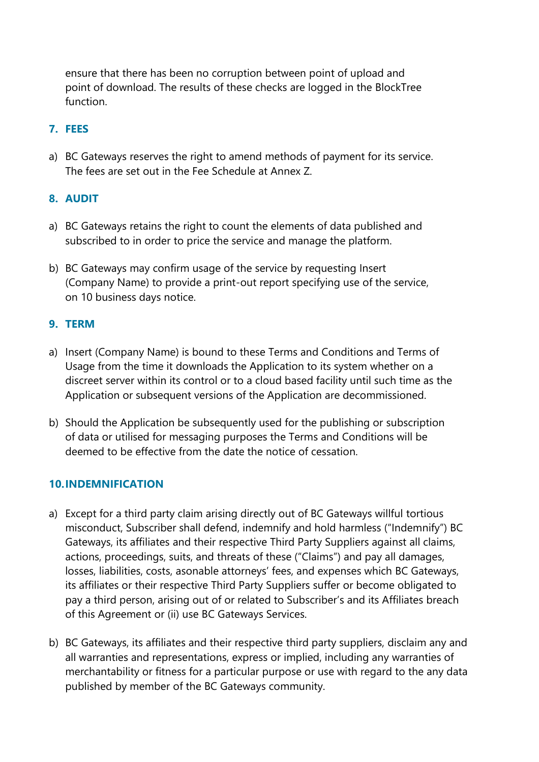ensure that there has been no corruption between point of upload and point of download. The results of these checks are logged in the BlockTree function.

## 7. FEES

a) BC Gateways reserves the right to amend methods of payment for its service. The fees are set out in the Fee Schedule at Annex Z.

## 8. AUDIT

a) BC Gateways retains the right to count the elements of data published and subscribed to in order to price the service and manage the platform.

b) BC Gateways may confirm usage of the service by requesting Insert (Company Name) to provide a print-out report specifying use of the service, on 10 business days notice.

## 9. TERM

a) Insert (Company Name) is bound to these Terms and Conditions and Terms of Usage from the time it downloads the Application to its system whether on a discreet server within its control or to a cloud based facility until such time as the Application or subsequent versions of the Application are decommissioned.

b) Should the Application be subsequently used for the publishing or subscription of data or utilised for messaging purposes the Terms and Conditions will be deemed to be effective from the date the notice of cessation.

## 10. INDEMNIFICATION

a) Except for a third party claim arising directly out of BC Gateways willful tortious misconduct, Subscriber shall defend, indemnify and hold harmless ("Indemnify") BC Gateways, its affiliates and their respective Third Party Suppliers against all claims, actions, proceedings, suits, and threats of these ("Claims") and pay all damages, losses, liabilities, costs, asonable attorneys' fees, and expenses which BC Gateways, its affiliates or their respective Third Party Suppliers suffer or become obligated to pay a third person, arising out of or related to Subscriber's and its Affiliates breach of this Agreement or (ii) use BC Gateways Services.

b) BC Gateways, its affiliates and their respective third party suppliers, disclaim any and all warranties and representations, express or implied, including any warranties of merchantability or fitness for a particular purpose or use with regard to the any data published by member of the BC Gateways community.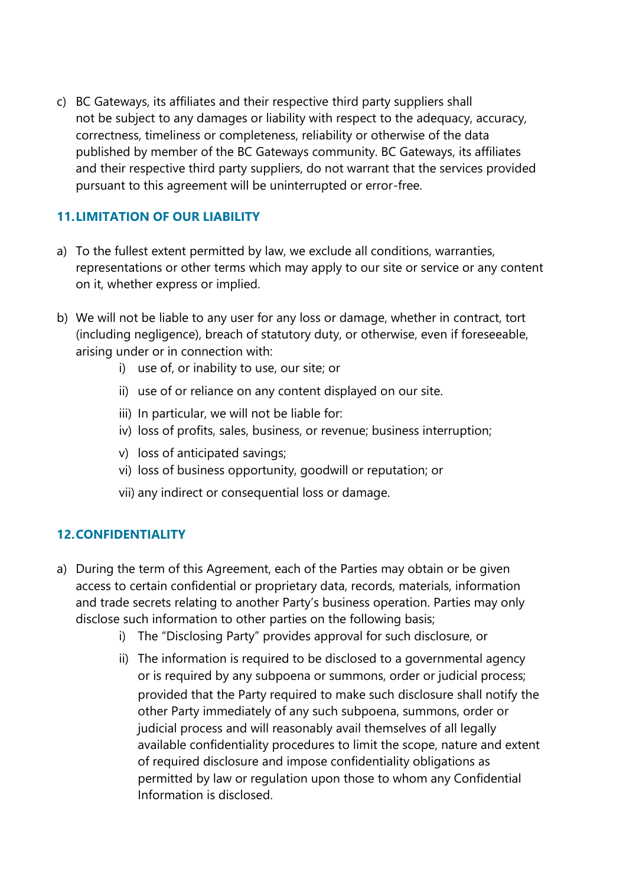c) BC Gateways, its affiliates and their respective third party suppliers shall not be subject to any damages or liability with respect to the adequacy, accuracy, correctness, timeliness or completeness, reliability or otherwise of the data published by member of the BC Gateways community. BC Gateways, its affiliates and their respective third party suppliers, do not warrant that the services provided pursuant to this agreement will be uninterrupted or error-free.

## 11. LIMITATION OF OUR LIABILITY

a) To the fullest extent permitted by law, we exclude all conditions, warranties, representations or other terms which may apply to our site or service or any content on it, whether express or implied.

b) We will not be liable to any user for any loss or damage, whether in contract, tort (including negligence), breach of statutory duty, or otherwise, even if foreseeable, arising under or in connection with:

   i) use of, or inability to use, our site; or

   ii) use of or reliance on any content displayed on our site.

   iii) In particular, we will not be liable for:

   iv) loss of profits, sales, business, or revenue; business interruption;

   v) loss of anticipated savings;

   vi) loss of business opportunity, goodwill or reputation; or

   vii) any indirect or consequential loss or damage.

## 12. CONFIDENTIALITY

a) During the term of this Agreement, each of the Parties may obtain or be given access to certain confidential or proprietary data, records, materials, information and trade secrets relating to another Party's business operation. Parties may only disclose such information to other parties on the following basis;

   i) The "Disclosing Party" provides approval for such disclosure, or

   ii) The information is required to be disclosed to a governmental agency or is required by any subpoena or summons, order or judicial process; provided that the Party required to make such disclosure shall notify the other Party immediately of any such subpoena, summons, order or judicial process and will reasonably avail themselves of all legally available confidentiality procedures to limit the scope, nature and extent of required disclosure and impose confidentiality obligations as permitted by law or regulation upon those to whom any Confidential Information is disclosed.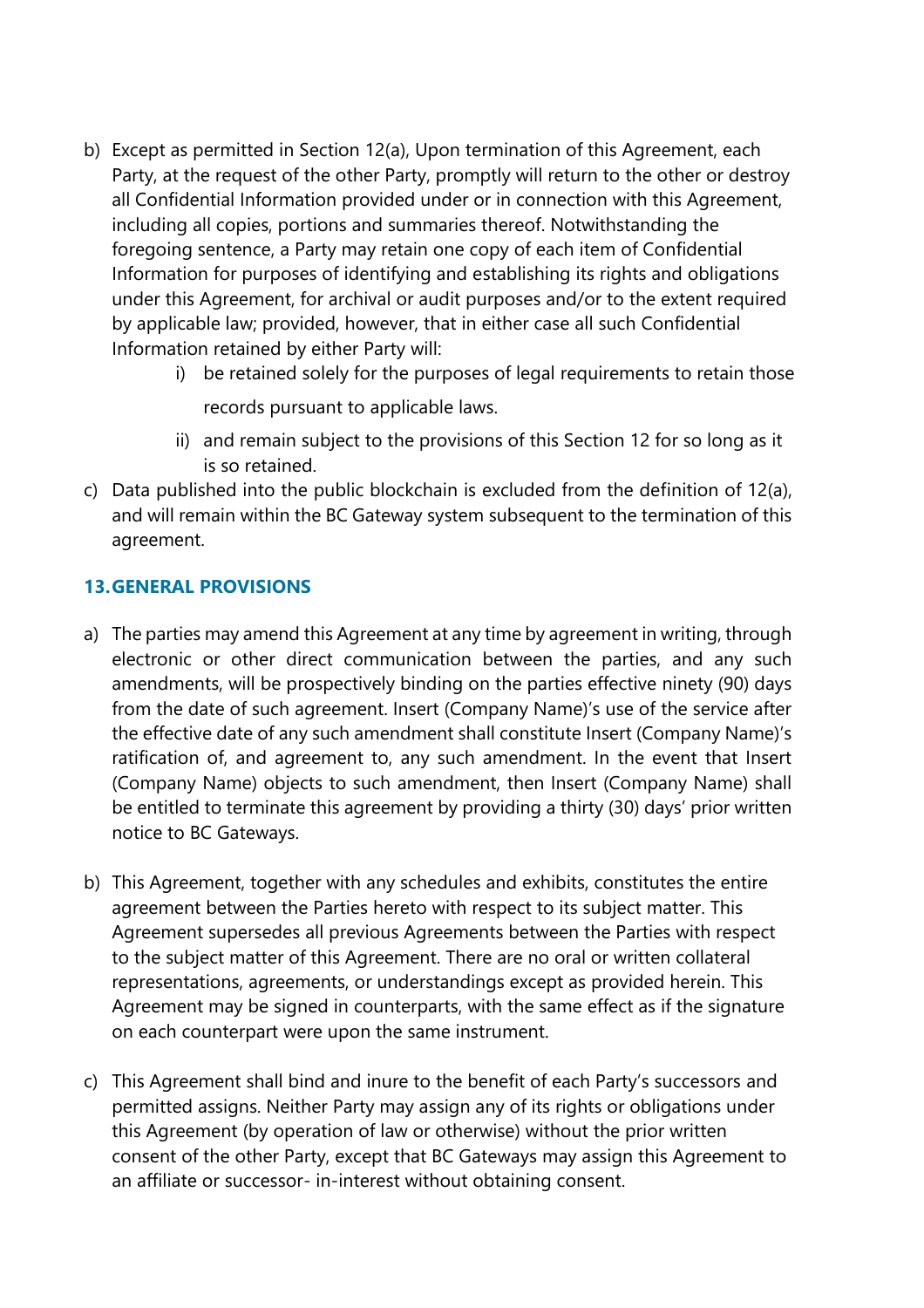b) Except as permitted in Section 12(a), Upon termination of this Agreement, each Party, at the request of the other Party, promptly will return to the other or destroy all Confidential Information provided under or in connection with this Agreement, including all copies, portions and summaries thereof. Notwithstanding the foregoing sentence, a Party may retain one copy of each item of Confidential Information for purposes of identifying and establishing its rights and obligations under this Agreement, for archival or audit purposes and/or to the extent required by applicable law; provided, however, that in either case all such Confidential Information retained by either Party will:

   i) be retained solely for the purposes of legal requirements to retain those records pursuant to applicable laws.
   ii) and remain subject to the provisions of this Section 12 for so long as it is so retained.

c) Data published into the public blockchain is excluded from the definition of 12(a), and will remain within the BC Gateway system subsequent to the termination of this agreement.

## 13. GENERAL PROVISIONS

a) The parties may amend this Agreement at any time by agreement in writing, through electronic or other direct communication between the parties, and any such amendments, will be prospectively binding on the parties effective ninety (90) days from the date of such agreement. Insert (Company Name)'s use of the service after the effective date of any such amendment shall constitute Insert (Company Name)'s ratification of, and agreement to, any such amendment. In the event that Insert (Company Name) objects to such amendment, then Insert (Company Name) shall be entitled to terminate this agreement by providing a thirty (30) days' prior written notice to BC Gateways.

b) This Agreement, together with any schedules and exhibits, constitutes the entire agreement between the Parties hereto with respect to its subject matter. This Agreement supersedes all previous Agreements between the Parties with respect to the subject matter of this Agreement. There are no oral or written collateral representations, agreements, or understandings except as provided herein. This Agreement may be signed in counterparts, with the same effect as if the signature on each counterpart were upon the same instrument.

c) This Agreement shall bind and inure to the benefit of each Party's successors and permitted assigns. Neither Party may assign any of its rights or obligations under this Agreement (by operation of law or otherwise) without the prior written consent of the other Party, except that BC Gateways may assign this Agreement to an affiliate or successor- in-interest without obtaining consent.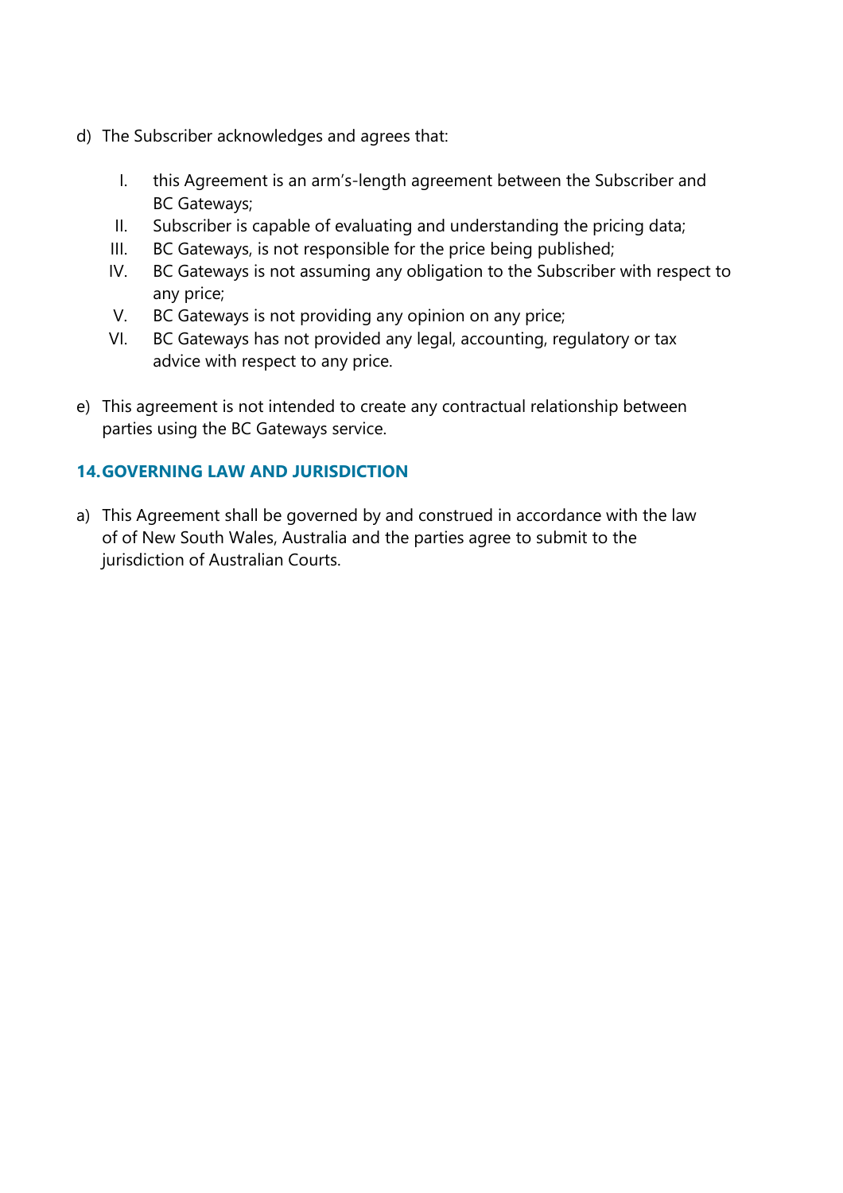d) The Subscriber acknowledges and agrees that:

   I. this Agreement is an arm's-length agreement between the Subscriber and BC Gateways;
   II. Subscriber is capable of evaluating and understanding the pricing data;
   III. BC Gateways, is not responsible for the price being published;
   IV. BC Gateways is not assuming any obligation to the Subscriber with respect to any price;
   V. BC Gateways is not providing any opinion on any price;
   VI. BC Gateways has not provided any legal, accounting, regulatory or tax advice with respect to any price.

e) This agreement is not intended to create any contractual relationship between parties using the BC Gateways service.

## 14. GOVERNING LAW AND JURISDICTION

a) This Agreement shall be governed by and construed in accordance with the law of of New South Wales, Australia and the parties agree to submit to the jurisdiction of Australian Courts.